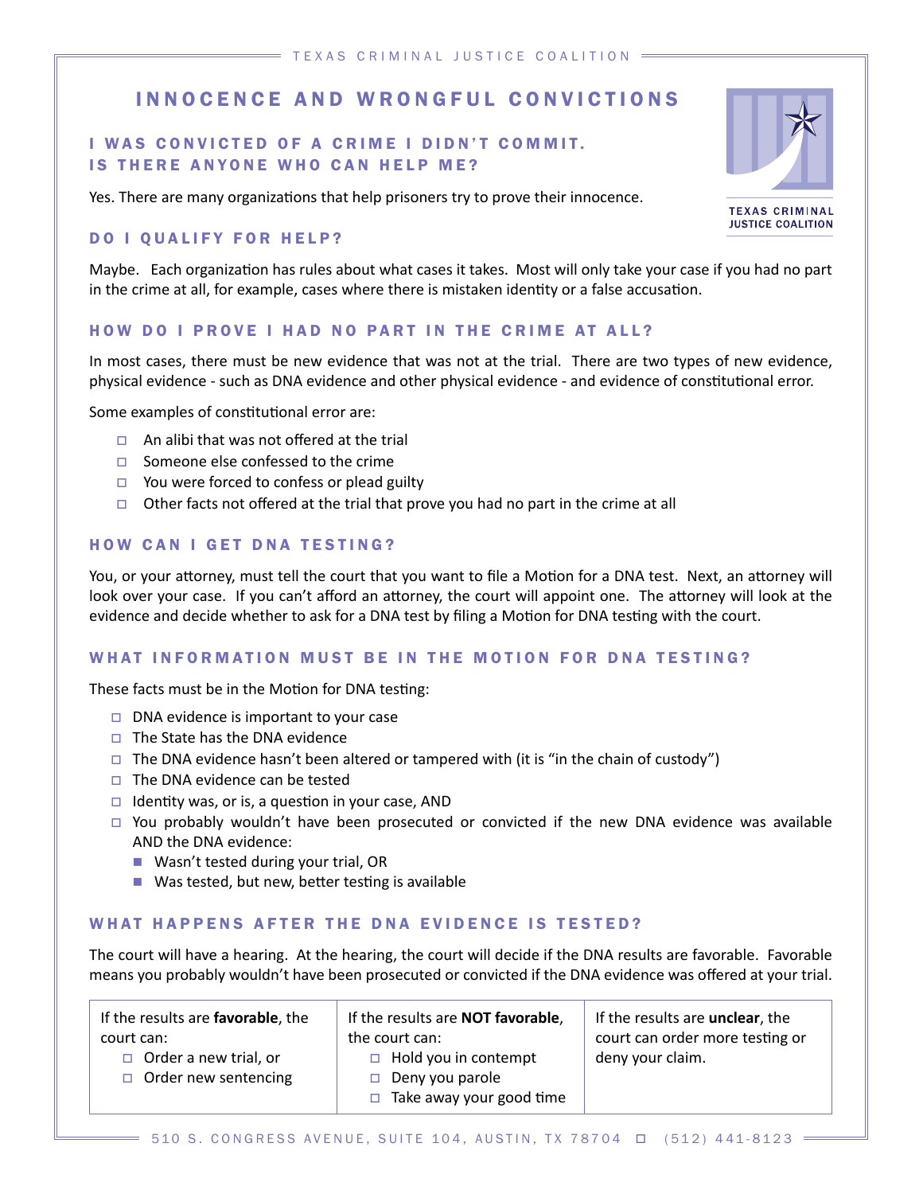TEXAS CRIMINAL JUSTICE COALITION

# INNOCENCE AND WRONGFUL CONVICTIONS

### I WAS CONVICTED OF A CRIME I DIDN'T COMMIT. IS THERE ANYONE WHO CAN HELP ME?

Yes. There are many organizations that help prisoners try to prove their innocence.

### DO I QUALIFY FOR HELP?

Maybe. Each organization has rules about what cases it takes. Most will only take your case if you had no part in the crime at all, for example, cases where there is mistaken identity or a false accusation.

### HOW DO I PROVE I HAD NO PART IN THE CRIME AT ALL?

In most cases, there must be new evidence that was not at the trial. There are two types of new evidence, physical evidence - such as DNA evidence and other physical evidence - and evidence of constitutional error.

Some examples of constitutional error are:

- An alibi that was not offered at the trial
- Someone else confessed to the crime
- You were forced to confess or plead guilty
- Other facts not offered at the trial that prove you had no part in the crime at all

### HOW CAN I GET DNA TESTING?

You, or your attorney, must tell the court that you want to file a Motion for a DNA test. Next, an attorney will look over your case. If you can't afford an attorney, the court will appoint one. The attorney will look at the evidence and decide whether to ask for a DNA test by filing a Motion for DNA testing with the court.

### WHAT INFORMATION MUST BE IN THE MOTION FOR DNA TESTING?

These facts must be in the Motion for DNA testing:

- DNA evidence is important to your case
- The State has the DNA evidence
- The DNA evidence hasn't been altered or tampered with (it is "in the chain of custody")
- The DNA evidence can be tested
- Identity was, or is, a question in your case, AND
- You probably wouldn't have been prosecuted or convicted if the new DNA evidence was available AND the DNA evidence:
  - Wasn't tested during your trial, OR
  - Was tested, but new, better testing is available

### WHAT HAPPENS AFTER THE DNA EVIDENCE IS TESTED?

The court will have a hearing. At the hearing, the court will decide if the DNA results are favorable. Favorable means you probably wouldn't have been prosecuted or convicted if the DNA evidence was offered at your trial.

| If the results are **favorable**, the court can: | If the results are **NOT favorable**, the court can: | If the results are **unclear**, the court can order more testing or deny your claim. |
|---|---|---|
| - Order a new trial, or<br>- Order new sentencing | - Hold you in contempt<br>- Deny you parole<br>- Take away your good time | |

510 S. CONGRESS AVENUE, SUITE 104, AUSTIN, TX 78704 □ (512) 441-8123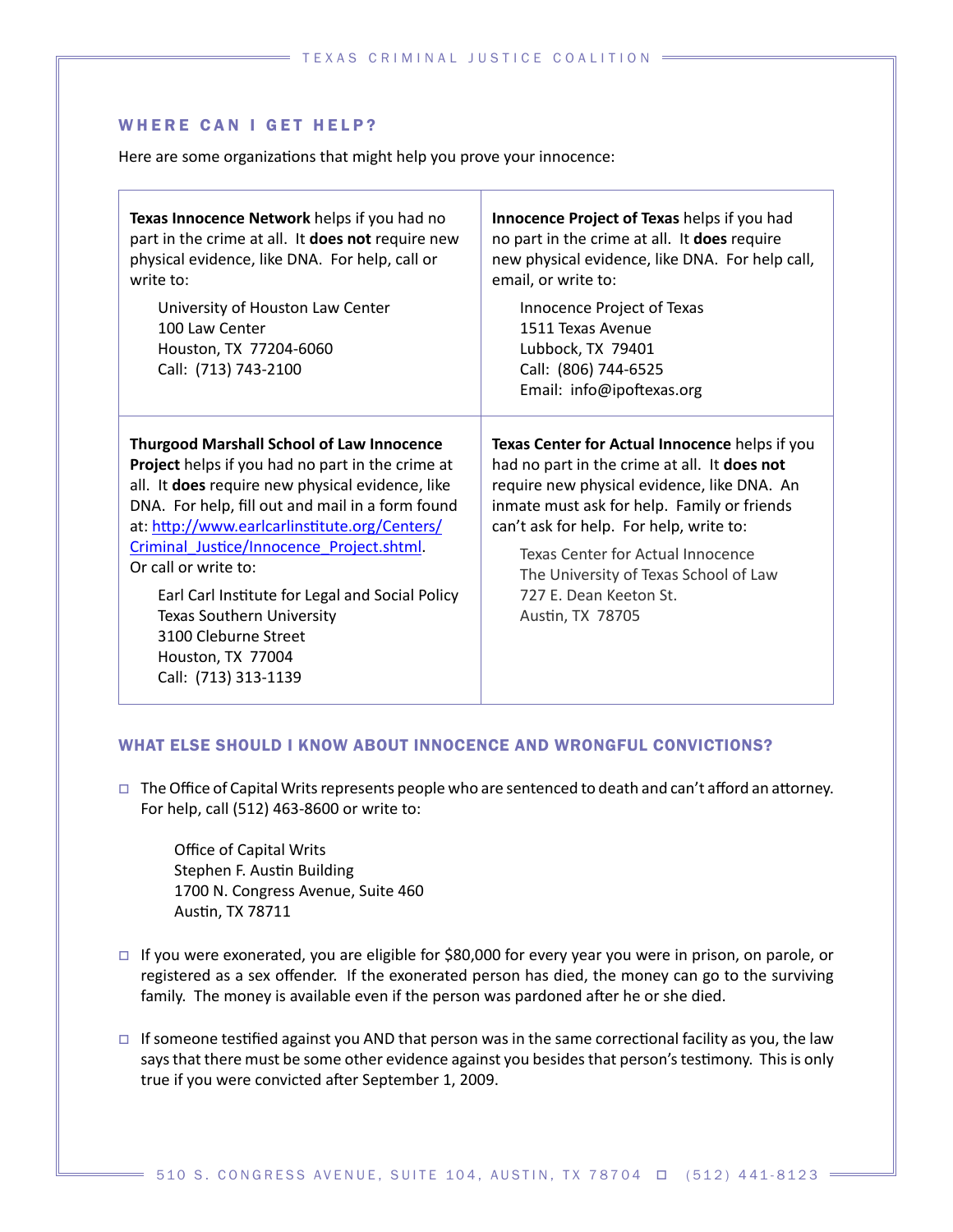## WHERE CAN I GET HELP?

Here are some organizations that might help you prove your innocence:

| | |
|---|---|
| **Texas Innocence Network** helps if you had no part in the crime at all. It **does not** require new physical evidence, like DNA. For help, call or write to:<br><br>University of Houston Law Center<br>100 Law Center<br>Houston, TX 77204-6060<br>Call: (713) 743-2100 | **Innocence Project of Texas** helps if you had no part in the crime at all. It **does** require new physical evidence, like DNA. For help call, email, or write to:<br><br>Innocence Project of Texas<br>1511 Texas Avenue<br>Lubbock, TX 79401<br>Call: (806) 744-6525<br>Email: info@ipoftexas.org |
| **Thurgood Marshall School of Law Innocence Project** helps if you had no part in the crime at all. It **does** require new physical evidence, like DNA. For help, fill out and mail in a form found at: [http://www.earlcarlinstitute.org/Centers/Criminal_Justice/Innocence_Project.shtml](http://www.earlcarlinstitute.org/Centers/Criminal_Justice/Innocence_Project.shtml). Or call or write to:<br><br>Earl Carl Institute for Legal and Social Policy<br>Texas Southern University<br>3100 Cleburne Street<br>Houston, TX 77004<br>Call: (713) 313-1139 | **Texas Center for Actual Innocence** helps if you had no part in the crime at all. It **does not** require new physical evidence, like DNA. An inmate must ask for help. Family or friends can't ask for help. For help, write to:<br><br>Texas Center for Actual Innocence<br>The University of Texas School of Law<br>727 E. Dean Keeton St.<br>Austin, TX 78705 |

## WHAT ELSE SHOULD I KNOW ABOUT INNOCENCE AND WRONGFUL CONVICTIONS?

- The Office of Capital Writs represents people who are sentenced to death and can't afford an attorney. For help, call (512) 463-8600 or write to:

  Office of Capital Writs
  Stephen F. Austin Building
  1700 N. Congress Avenue, Suite 460
  Austin, TX 78711

- If you were exonerated, you are eligible for $80,000 for every year you were in prison, on parole, or registered as a sex offender. If the exonerated person has died, the money can go to the surviving family. The money is available even if the person was pardoned after he or she died.

- If someone testified against you AND that person was in the same correctional facility as you, the law says that there must be some other evidence against you besides that person's testimony. This is only true if you were convicted after September 1, 2009.